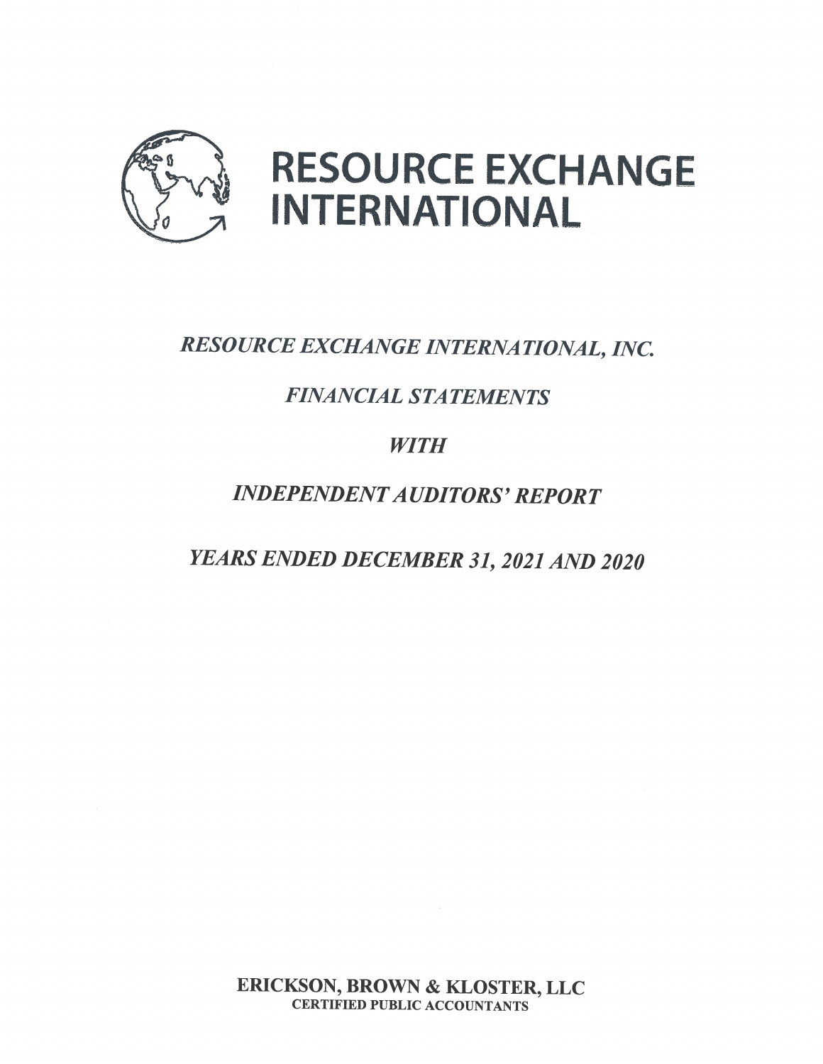# RESOURCE EXCHANGE INTERNATIONAL

*RESOURCE EXCHANGE INTERNATIONAL, INC.*

*FINANCIAL STATEMENTS*

*WITH*

*INDEPENDENT AUDITORS' REPORT*

*YEARS ENDED DECEMBER 31, 2021 AND 2020*

**ERICKSON, BROWN & KLOSTER, LLC**
**CERTIFIED PUBLIC ACCOUNTANTS**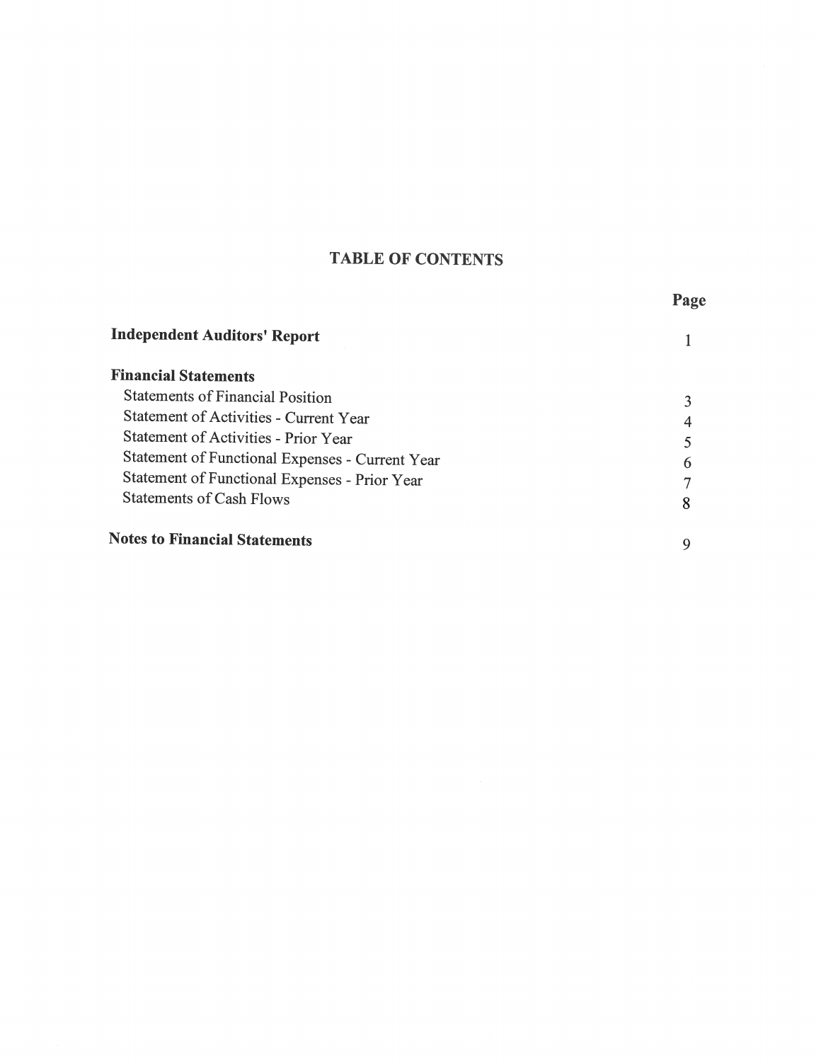# TABLE OF CONTENTS

| | Page |
|---|---|
| **Independent Auditors' Report** | 1 |
| **Financial Statements** | |
| Statements of Financial Position | 3 |
| Statement of Activities - Current Year | 4 |
| Statement of Activities - Prior Year | 5 |
| Statement of Functional Expenses - Current Year | 6 |
| Statement of Functional Expenses - Prior Year | 7 |
| Statements of Cash Flows | 8 |
| **Notes to Financial Statements** | 9 |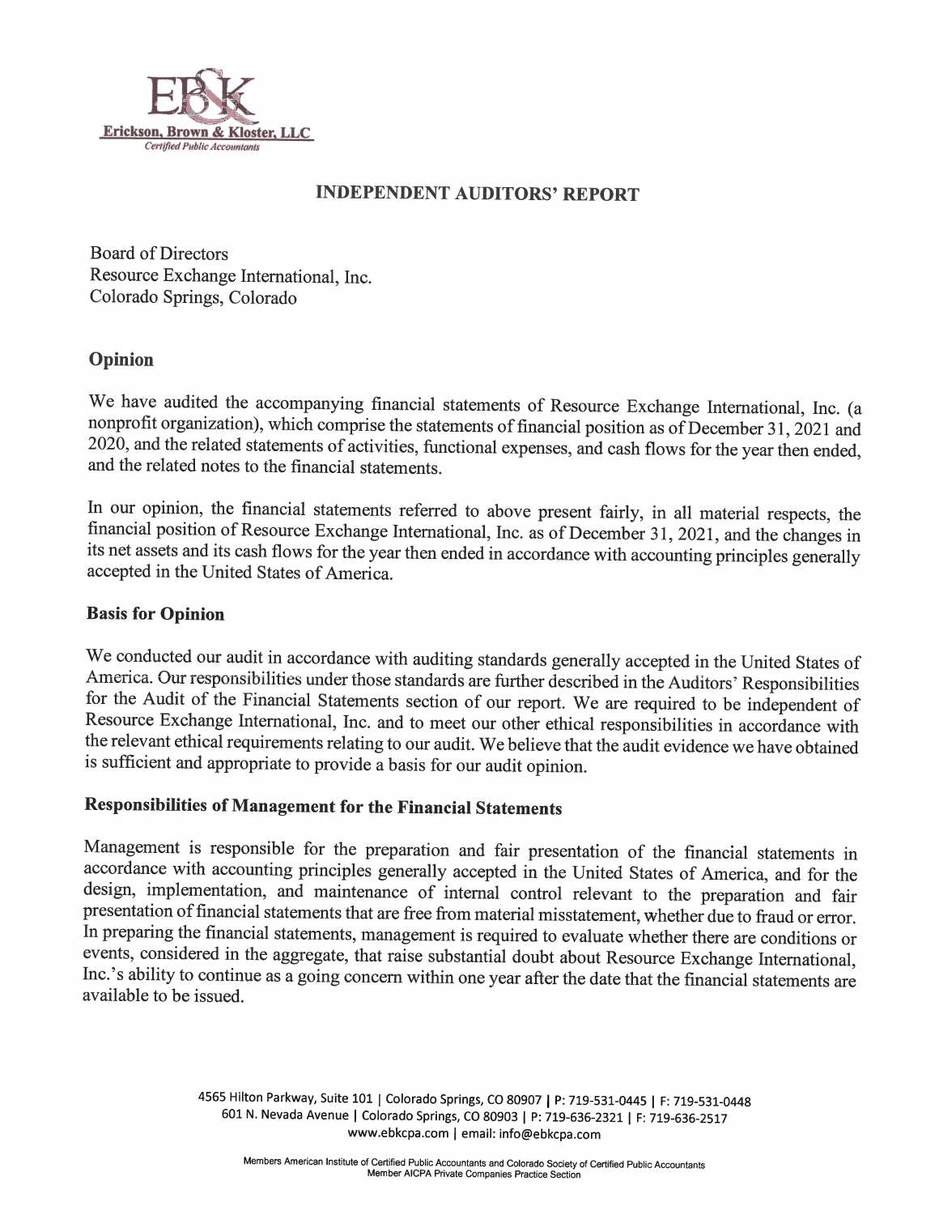EB&K

Erickson, Brown & Kloster, LLC

*Certified Public Accountants*

# INDEPENDENT AUDITORS' REPORT

Board of Directors
Resource Exchange International, Inc.
Colorado Springs, Colorado

## Opinion

We have audited the accompanying financial statements of Resource Exchange International, Inc. (a nonprofit organization), which comprise the statements of financial position as of December 31, 2021 and 2020, and the related statements of activities, functional expenses, and cash flows for the year then ended, and the related notes to the financial statements.

In our opinion, the financial statements referred to above present fairly, in all material respects, the financial position of Resource Exchange International, Inc. as of December 31, 2021, and the changes in its net assets and its cash flows for the year then ended in accordance with accounting principles generally accepted in the United States of America.

## Basis for Opinion

We conducted our audit in accordance with auditing standards generally accepted in the United States of America. Our responsibilities under those standards are further described in the Auditors' Responsibilities for the Audit of the Financial Statements section of our report. We are required to be independent of Resource Exchange International, Inc. and to meet our other ethical responsibilities in accordance with the relevant ethical requirements relating to our audit. We believe that the audit evidence we have obtained is sufficient and appropriate to provide a basis for our audit opinion.

## Responsibilities of Management for the Financial Statements

Management is responsible for the preparation and fair presentation of the financial statements in accordance with accounting principles generally accepted in the United States of America, and for the design, implementation, and maintenance of internal control relevant to the preparation and fair presentation of financial statements that are free from material misstatement, whether due to fraud or error. In preparing the financial statements, management is required to evaluate whether there are conditions or events, considered in the aggregate, that raise substantial doubt about Resource Exchange International, Inc.'s ability to continue as a going concern within one year after the date that the financial statements are available to be issued.

4565 Hilton Parkway, Suite 101 | Colorado Springs, CO 80907 | P: 719-531-0445 | F: 719-531-0448
601 N. Nevada Avenue | Colorado Springs, CO 80903 | P: 719-636-2321 | F: 719-636-2517
www.ebkcpa.com | email: info@ebkcpa.com

Members American Institute of Certified Public Accountants and Colorado Society of Certified Public Accountants
Member AICPA Private Companies Practice Section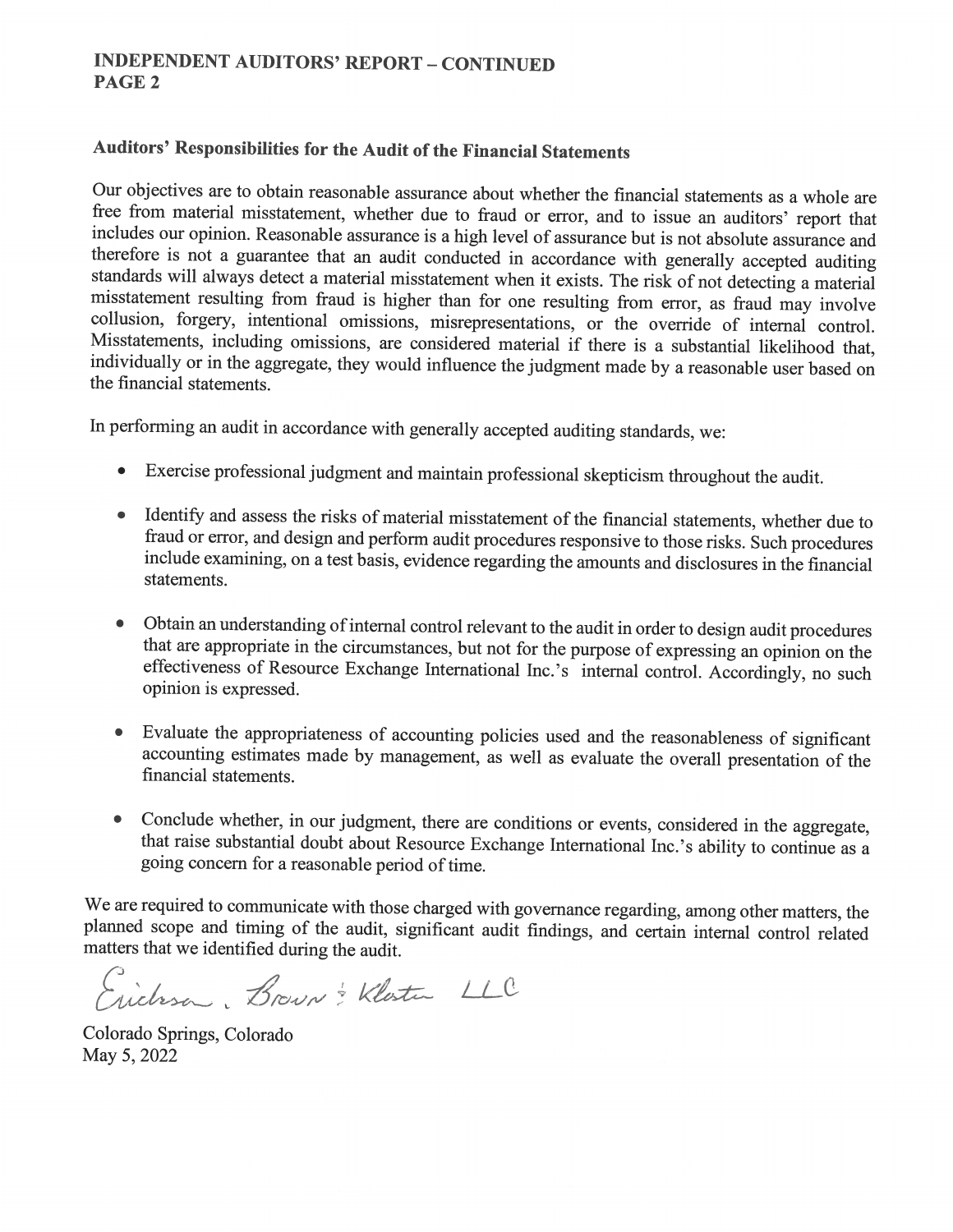**INDEPENDENT AUDITORS' REPORT – CONTINUED**
**PAGE 2**

## Auditors' Responsibilities for the Audit of the Financial Statements

Our objectives are to obtain reasonable assurance about whether the financial statements as a whole are free from material misstatement, whether due to fraud or error, and to issue an auditors' report that includes our opinion. Reasonable assurance is a high level of assurance but is not absolute assurance and therefore is not a guarantee that an audit conducted in accordance with generally accepted auditing standards will always detect a material misstatement when it exists. The risk of not detecting a material misstatement resulting from fraud is higher than for one resulting from error, as fraud may involve collusion, forgery, intentional omissions, misrepresentations, or the override of internal control. Misstatements, including omissions, are considered material if there is a substantial likelihood that, individually or in the aggregate, they would influence the judgment made by a reasonable user based on the financial statements.

In performing an audit in accordance with generally accepted auditing standards, we:

- Exercise professional judgment and maintain professional skepticism throughout the audit.
- Identify and assess the risks of material misstatement of the financial statements, whether due to fraud or error, and design and perform audit procedures responsive to those risks. Such procedures include examining, on a test basis, evidence regarding the amounts and disclosures in the financial statements.
- Obtain an understanding of internal control relevant to the audit in order to design audit procedures that are appropriate in the circumstances, but not for the purpose of expressing an opinion on the effectiveness of Resource Exchange International Inc.'s internal control. Accordingly, no such opinion is expressed.
- Evaluate the appropriateness of accounting policies used and the reasonableness of significant accounting estimates made by management, as well as evaluate the overall presentation of the financial statements.
- Conclude whether, in our judgment, there are conditions or events, considered in the aggregate, that raise substantial doubt about Resource Exchange International Inc.'s ability to continue as a going concern for a reasonable period of time.

We are required to communicate with those charged with governance regarding, among other matters, the planned scope and timing of the audit, significant audit findings, and certain internal control related matters that we identified during the audit.

Erickson, Brown & Kloster LLC

Colorado Springs, Colorado
May 5, 2022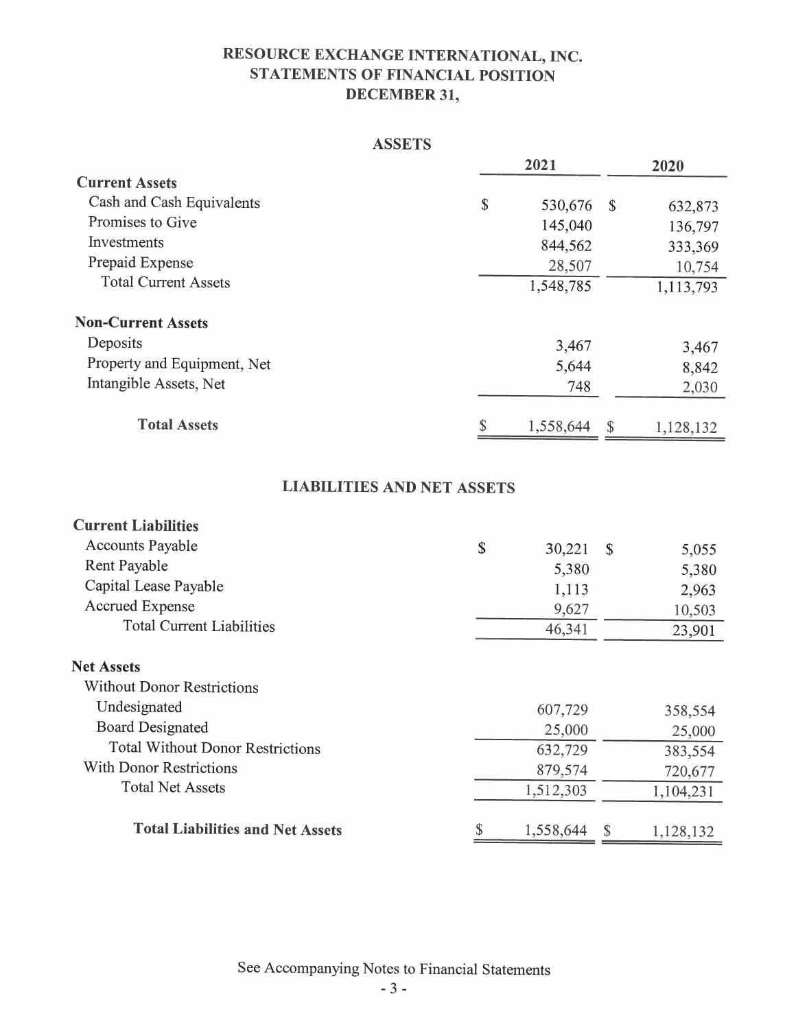# RESOURCE EXCHANGE INTERNATIONAL, INC.
## STATEMENTS OF FINANCIAL POSITION
### DECEMBER 31,

**ASSETS**

| | 2021 | 2020 |
|---|---|---|
| **Current Assets** | | |
| Cash and Cash Equivalents | $ 530,676 | $ 632,873 |
| Promises to Give | 145,040 | 136,797 |
| Investments | 844,562 | 333,369 |
| Prepaid Expense | 28,507 | 10,754 |
| Total Current Assets | 1,548,785 | 1,113,793 |
| **Non-Current Assets** | | |
| Deposits | 3,467 | 3,467 |
| Property and Equipment, Net | 5,644 | 8,842 |
| Intangible Assets, Net | 748 | 2,030 |
| **Total Assets** | $ 1,558,644 | $ 1,128,132 |

**LIABILITIES AND NET ASSETS**

| | 2021 | 2020 |
|---|---|---|
| **Current Liabilities** | | |
| Accounts Payable | $ 30,221 | $ 5,055 |
| Rent Payable | 5,380 | 5,380 |
| Capital Lease Payable | 1,113 | 2,963 |
| Accrued Expense | 9,627 | 10,503 |
| Total Current Liabilities | 46,341 | 23,901 |
| **Net Assets** | | |
| Without Donor Restrictions | | |
| Undesignated | 607,729 | 358,554 |
| Board Designated | 25,000 | 25,000 |
| Total Without Donor Restrictions | 632,729 | 383,554 |
| With Donor Restrictions | 879,574 | 720,677 |
| Total Net Assets | 1,512,303 | 1,104,231 |
| **Total Liabilities and Net Assets** | $ 1,558,644 | $ 1,128,132 |

See Accompanying Notes to Financial Statements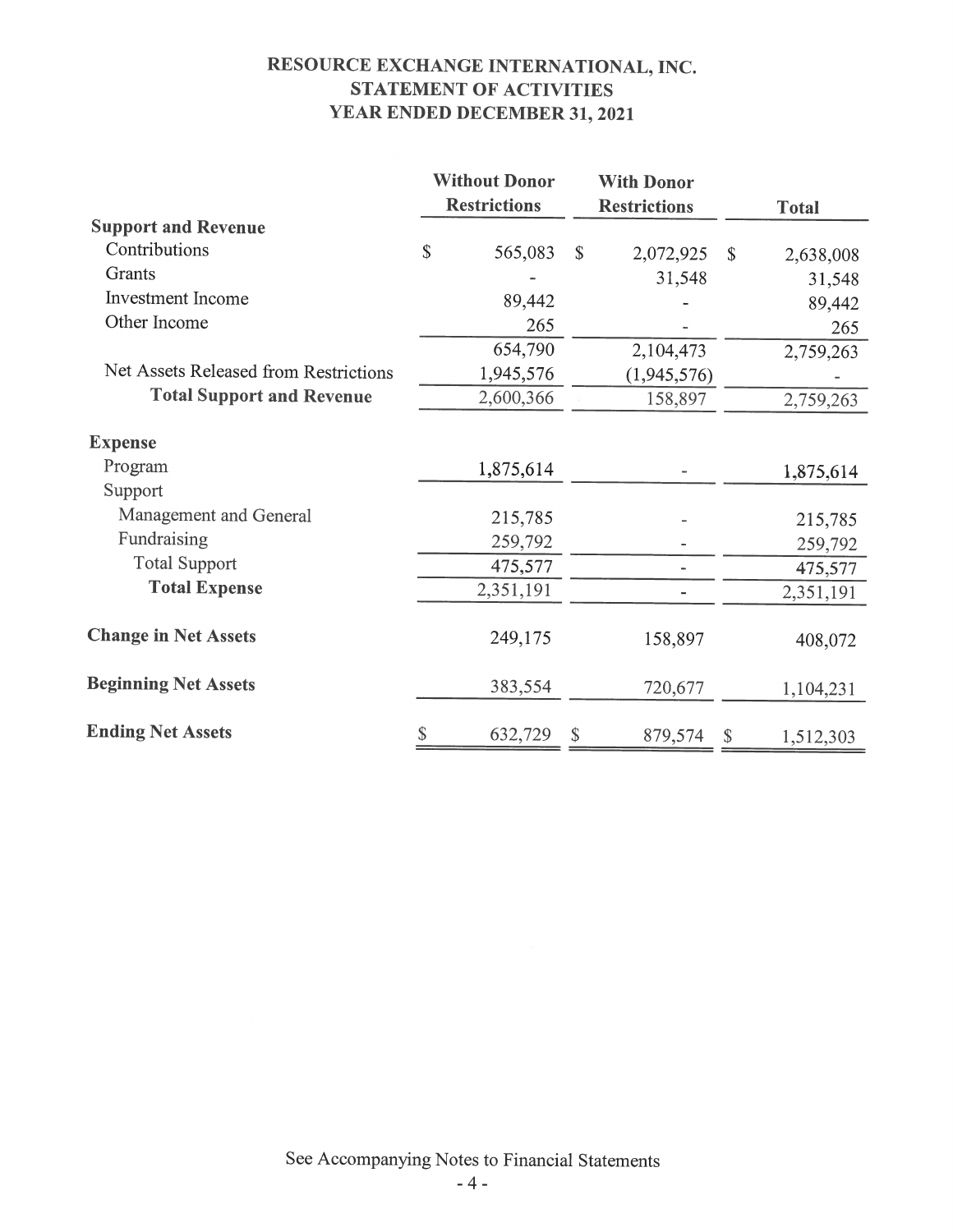# RESOURCE EXCHANGE INTERNATIONAL, INC.
## STATEMENT OF ACTIVITIES
## YEAR ENDED DECEMBER 31, 2021

| | Without Donor Restrictions | With Donor Restrictions | Total |
|---|---|---|---|
| **Support and Revenue** | | | |
| Contributions | $ 565,083 | $ 2,072,925 | $ 2,638,008 |
| Grants | - | 31,548 | 31,548 |
| Investment Income | 89,442 | - | 89,442 |
| Other Income | 265 | - | 265 |
| | 654,790 | 2,104,473 | 2,759,263 |
| Net Assets Released from Restrictions | 1,945,576 | (1,945,576) | - |
| **Total Support and Revenue** | 2,600,366 | 158,897 | 2,759,263 |
| **Expense** | | | |
| Program | 1,875,614 | - | 1,875,614 |
| Support | | | |
| Management and General | 215,785 | - | 215,785 |
| Fundraising | 259,792 | - | 259,792 |
| Total Support | 475,577 | - | 475,577 |
| **Total Expense** | 2,351,191 | - | 2,351,191 |
| **Change in Net Assets** | 249,175 | 158,897 | 408,072 |
| **Beginning Net Assets** | 383,554 | 720,677 | 1,104,231 |
| **Ending Net Assets** | $ 632,729 | $ 879,574 | $ 1,512,303 |

See Accompanying Notes to Financial Statements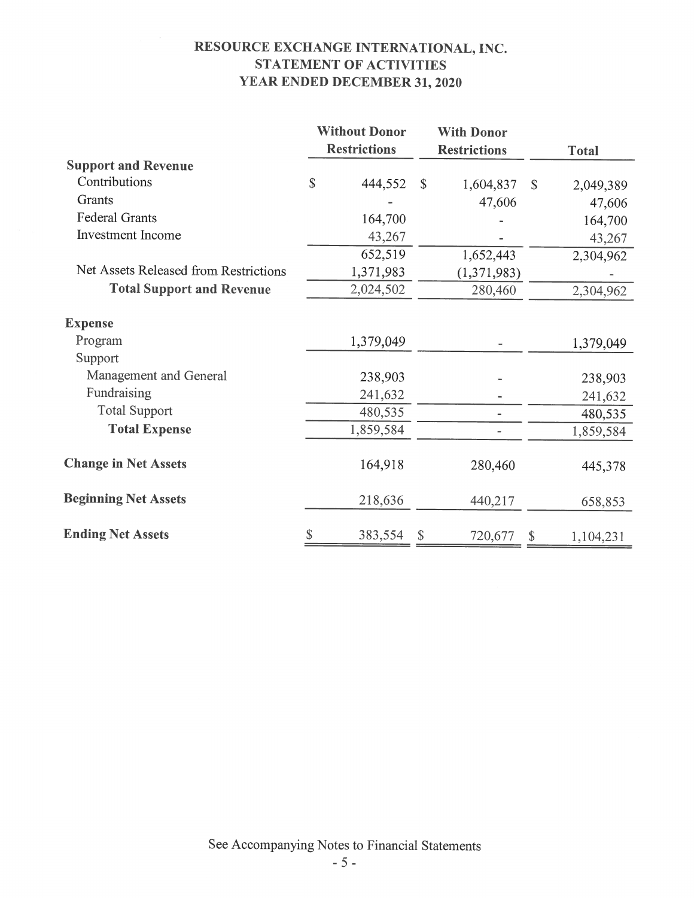# RESOURCE EXCHANGE INTERNATIONAL, INC.
## STATEMENT OF ACTIVITIES
## YEAR ENDED DECEMBER 31, 2020

| | Without Donor Restrictions | With Donor Restrictions | Total |
|---|---|---|---|
| **Support and Revenue** | | | |
| Contributions | $ 444,552 | $ 1,604,837 | $ 2,049,389 |
| Grants | - | 47,606 | 47,606 |
| Federal Grants | 164,700 | - | 164,700 |
| Investment Income | 43,267 | - | 43,267 |
| | 652,519 | 1,652,443 | 2,304,962 |
| Net Assets Released from Restrictions | 1,371,983 | (1,371,983) | - |
| **Total Support and Revenue** | 2,024,502 | 280,460 | 2,304,962 |
| **Expense** | | | |
| Program | 1,379,049 | - | 1,379,049 |
| Support | | | |
| Management and General | 238,903 | - | 238,903 |
| Fundraising | 241,632 | - | 241,632 |
| Total Support | 480,535 | - | 480,535 |
| **Total Expense** | 1,859,584 | - | 1,859,584 |
| **Change in Net Assets** | 164,918 | 280,460 | 445,378 |
| **Beginning Net Assets** | 218,636 | 440,217 | 658,853 |
| **Ending Net Assets** | $ 383,554 | $ 720,677 | $ 1,104,231 |

See Accompanying Notes to Financial Statements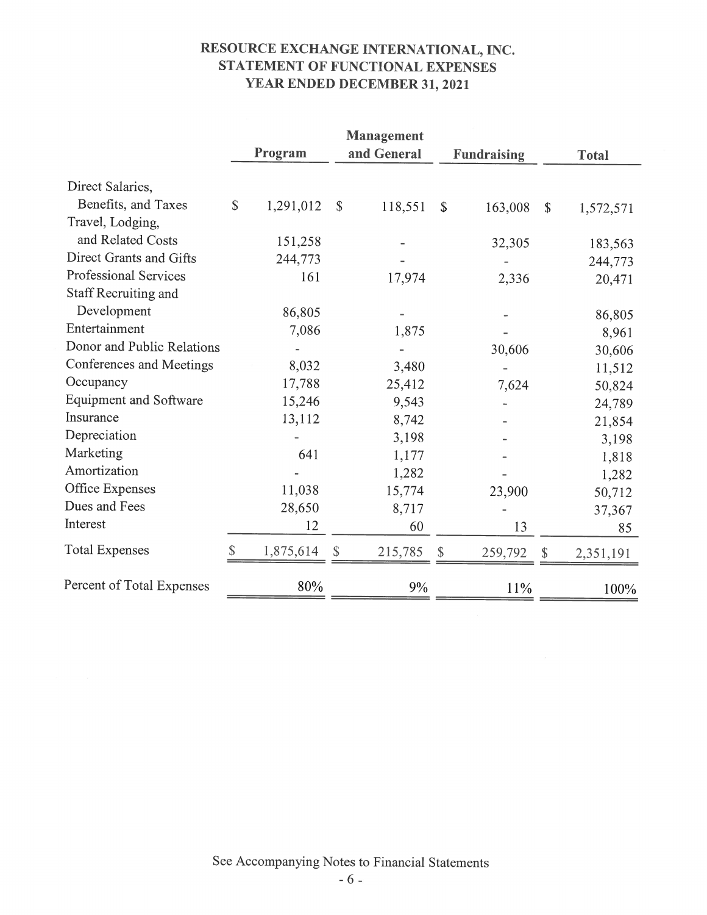# RESOURCE EXCHANGE INTERNATIONAL, INC.
## STATEMENT OF FUNCTIONAL EXPENSES
## YEAR ENDED DECEMBER 31, 2021

| | Program | Management and General | Fundraising | Total |
|---|---|---|---|---|
| Direct Salaries, Benefits, and Taxes | $ 1,291,012 | $ 118,551 | $ 163,008 | $ 1,572,571 |
| Travel, Lodging, and Related Costs | 151,258 | - | 32,305 | 183,563 |
| Direct Grants and Gifts | 244,773 | - | - | 244,773 |
| Professional Services | 161 | 17,974 | 2,336 | 20,471 |
| Staff Recruiting and Development | 86,805 | - | - | 86,805 |
| Entertainment | 7,086 | 1,875 | - | 8,961 |
| Donor and Public Relations | - | - | 30,606 | 30,606 |
| Conferences and Meetings | 8,032 | 3,480 | - | 11,512 |
| Occupancy | 17,788 | 25,412 | 7,624 | 50,824 |
| Equipment and Software | 15,246 | 9,543 | - | 24,789 |
| Insurance | 13,112 | 8,742 | - | 21,854 |
| Depreciation | - | 3,198 | - | 3,198 |
| Marketing | 641 | 1,177 | - | 1,818 |
| Amortization | - | 1,282 | - | 1,282 |
| Office Expenses | 11,038 | 15,774 | 23,900 | 50,712 |
| Dues and Fees | 28,650 | 8,717 | - | 37,367 |
| Interest | 12 | 60 | 13 | 85 |
| Total Expenses | $ 1,875,614 | $ 215,785 | $ 259,792 | $ 2,351,191 |
| Percent of Total Expenses | 80% | 9% | 11% | 100% |

See Accompanying Notes to Financial Statements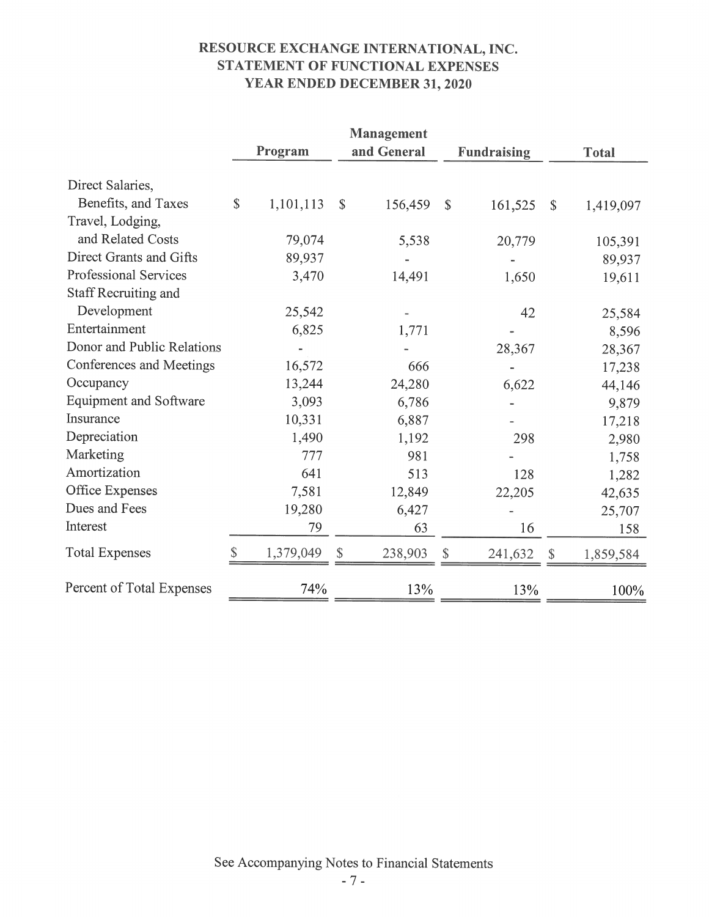# RESOURCE EXCHANGE INTERNATIONAL, INC.
## STATEMENT OF FUNCTIONAL EXPENSES
### YEAR ENDED DECEMBER 31, 2020

| | Program | Management and General | Fundraising | Total |
|---|---|---|---|---|
| Direct Salaries, Benefits, and Taxes | $ 1,101,113 | $ 156,459 | $ 161,525 | $ 1,419,097 |
| Travel, Lodging, and Related Costs | 79,074 | 5,538 | 20,779 | 105,391 |
| Direct Grants and Gifts | 89,937 | - | - | 89,937 |
| Professional Services | 3,470 | 14,491 | 1,650 | 19,611 |
| Staff Recruiting and Development | 25,542 | - | 42 | 25,584 |
| Entertainment | 6,825 | 1,771 | - | 8,596 |
| Donor and Public Relations | - | - | 28,367 | 28,367 |
| Conferences and Meetings | 16,572 | 666 | - | 17,238 |
| Occupancy | 13,244 | 24,280 | 6,622 | 44,146 |
| Equipment and Software | 3,093 | 6,786 | - | 9,879 |
| Insurance | 10,331 | 6,887 | - | 17,218 |
| Depreciation | 1,490 | 1,192 | 298 | 2,980 |
| Marketing | 777 | 981 | - | 1,758 |
| Amortization | 641 | 513 | 128 | 1,282 |
| Office Expenses | 7,581 | 12,849 | 22,205 | 42,635 |
| Dues and Fees | 19,280 | 6,427 | - | 25,707 |
| Interest | 79 | 63 | 16 | 158 |
| Total Expenses | $ 1,379,049 | $ 238,903 | $ 241,632 | $ 1,859,584 |
| Percent of Total Expenses | 74% | 13% | 13% | 100% |

See Accompanying Notes to Financial Statements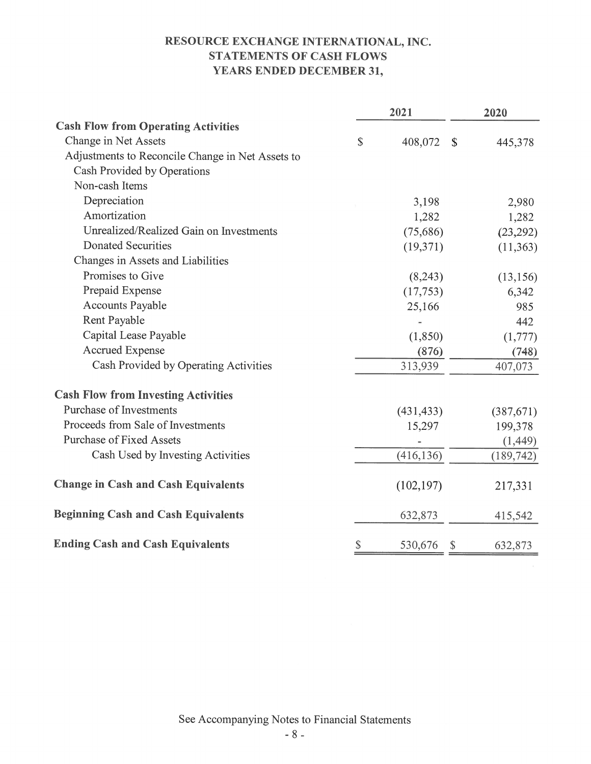# RESOURCE EXCHANGE INTERNATIONAL, INC.
## STATEMENTS OF CASH FLOWS
### YEARS ENDED DECEMBER 31,

| | 2021 | 2020 |
|---|---|---|
| **Cash Flow from Operating Activities** | | |
| Change in Net Assets | $ 408,072 | $ 445,378 |
| Adjustments to Reconcile Change in Net Assets to Cash Provided by Operations | | |
| Non-cash Items | | |
| Depreciation | 3,198 | 2,980 |
| Amortization | 1,282 | 1,282 |
| Unrealized/Realized Gain on Investments | (75,686) | (23,292) |
| Donated Securities | (19,371) | (11,363) |
| Changes in Assets and Liabilities | | |
| Promises to Give | (8,243) | (13,156) |
| Prepaid Expense | (17,753) | 6,342 |
| Accounts Payable | 25,166 | 985 |
| Rent Payable | - | 442 |
| Capital Lease Payable | (1,850) | (1,777) |
| Accrued Expense | (876) | (748) |
| Cash Provided by Operating Activities | 313,939 | 407,073 |
| **Cash Flow from Investing Activities** | | |
| Purchase of Investments | (431,433) | (387,671) |
| Proceeds from Sale of Investments | 15,297 | 199,378 |
| Purchase of Fixed Assets | - | (1,449) |
| Cash Used by Investing Activities | (416,136) | (189,742) |
| **Change in Cash and Cash Equivalents** | (102,197) | 217,331 |
| **Beginning Cash and Cash Equivalents** | 632,873 | 415,542 |
| **Ending Cash and Cash Equivalents** | $ 530,676 | $ 632,873 |

See Accompanying Notes to Financial Statements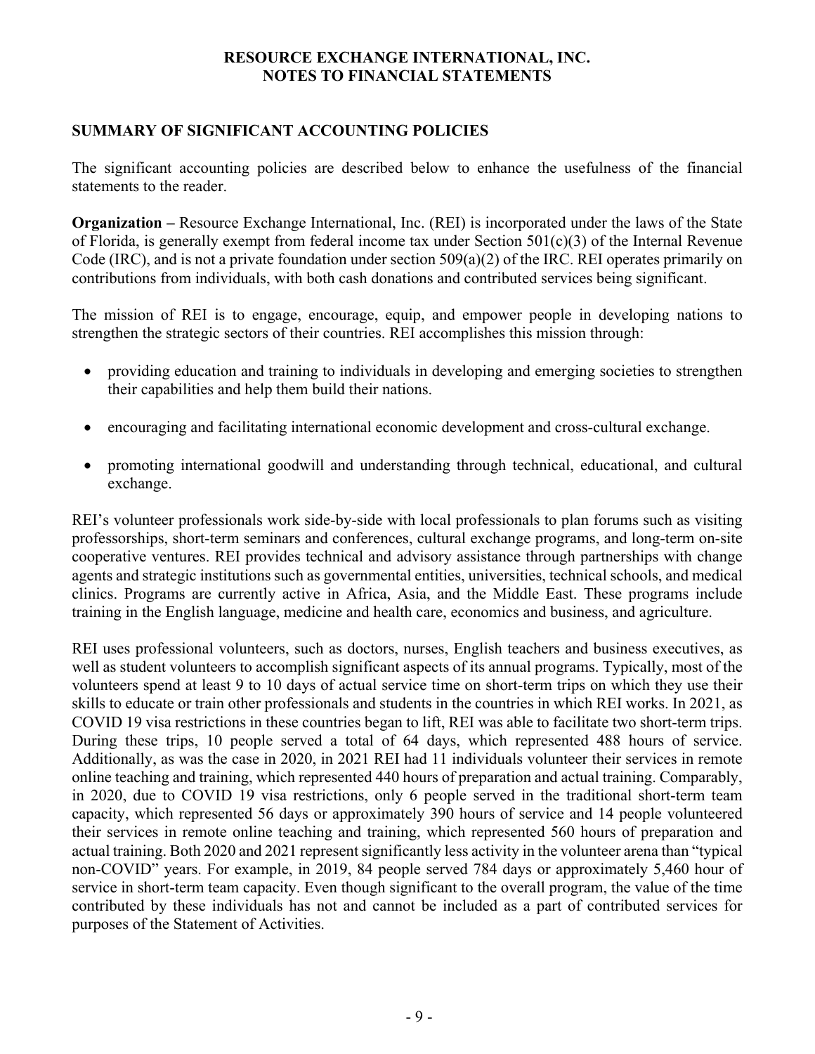# RESOURCE EXCHANGE INTERNATIONAL, INC.
# NOTES TO FINANCIAL STATEMENTS

## SUMMARY OF SIGNIFICANT ACCOUNTING POLICIES

The significant accounting policies are described below to enhance the usefulness of the financial statements to the reader.

**Organization –** Resource Exchange International, Inc. (REI) is incorporated under the laws of the State of Florida, is generally exempt from federal income tax under Section 501(c)(3) of the Internal Revenue Code (IRC), and is not a private foundation under section 509(a)(2) of the IRC. REI operates primarily on contributions from individuals, with both cash donations and contributed services being significant.

The mission of REI is to engage, encourage, equip, and empower people in developing nations to strengthen the strategic sectors of their countries. REI accomplishes this mission through:

- providing education and training to individuals in developing and emerging societies to strengthen their capabilities and help them build their nations.
- encouraging and facilitating international economic development and cross-cultural exchange.
- promoting international goodwill and understanding through technical, educational, and cultural exchange.

REI's volunteer professionals work side-by-side with local professionals to plan forums such as visiting professorships, short-term seminars and conferences, cultural exchange programs, and long-term on-site cooperative ventures. REI provides technical and advisory assistance through partnerships with change agents and strategic institutions such as governmental entities, universities, technical schools, and medical clinics. Programs are currently active in Africa, Asia, and the Middle East. These programs include training in the English language, medicine and health care, economics and business, and agriculture.

REI uses professional volunteers, such as doctors, nurses, English teachers and business executives, as well as student volunteers to accomplish significant aspects of its annual programs. Typically, most of the volunteers spend at least 9 to 10 days of actual service time on short-term trips on which they use their skills to educate or train other professionals and students in the countries in which REI works. In 2021, as COVID 19 visa restrictions in these countries began to lift, REI was able to facilitate two short-term trips. During these trips, 10 people served a total of 64 days, which represented 488 hours of service. Additionally, as was the case in 2020, in 2021 REI had 11 individuals volunteer their services in remote online teaching and training, which represented 440 hours of preparation and actual training. Comparably, in 2020, due to COVID 19 visa restrictions, only 6 people served in the traditional short-term team capacity, which represented 56 days or approximately 390 hours of service and 14 people volunteered their services in remote online teaching and training, which represented 560 hours of preparation and actual training. Both 2020 and 2021 represent significantly less activity in the volunteer arena than "typical non-COVID" years. For example, in 2019, 84 people served 784 days or approximately 5,460 hour of service in short-term team capacity. Even though significant to the overall program, the value of the time contributed by these individuals has not and cannot be included as a part of contributed services for purposes of the Statement of Activities.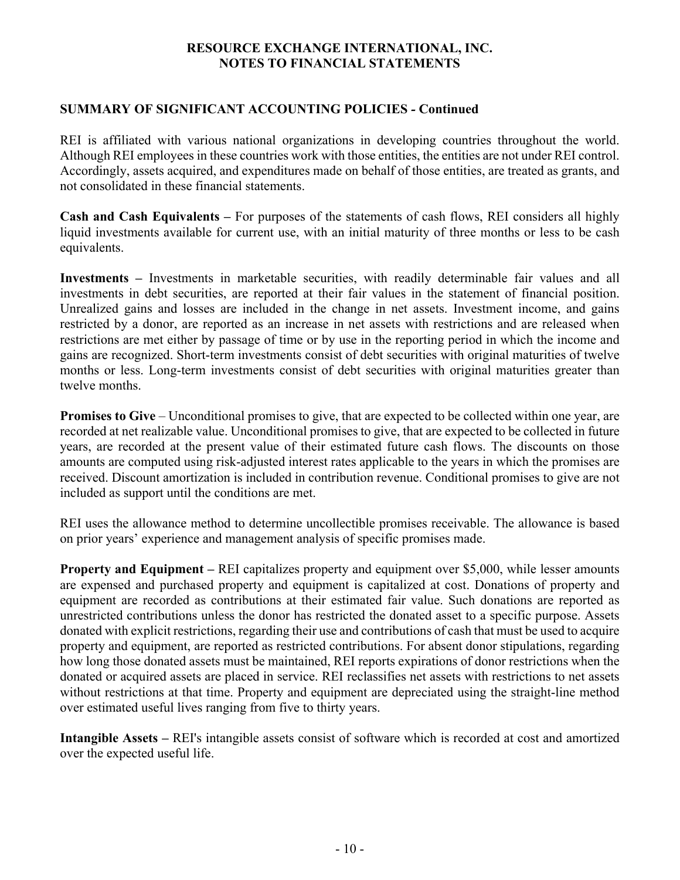**RESOURCE EXCHANGE INTERNATIONAL, INC.**
**NOTES TO FINANCIAL STATEMENTS**

## SUMMARY OF SIGNIFICANT ACCOUNTING POLICIES - Continued

REI is affiliated with various national organizations in developing countries throughout the world. Although REI employees in these countries work with those entities, the entities are not under REI control. Accordingly, assets acquired, and expenditures made on behalf of those entities, are treated as grants, and not consolidated in these financial statements.

**Cash and Cash Equivalents –** For purposes of the statements of cash flows, REI considers all highly liquid investments available for current use, with an initial maturity of three months or less to be cash equivalents.

**Investments –** Investments in marketable securities, with readily determinable fair values and all investments in debt securities, are reported at their fair values in the statement of financial position. Unrealized gains and losses are included in the change in net assets. Investment income, and gains restricted by a donor, are reported as an increase in net assets with restrictions and are released when restrictions are met either by passage of time or by use in the reporting period in which the income and gains are recognized. Short-term investments consist of debt securities with original maturities of twelve months or less. Long-term investments consist of debt securities with original maturities greater than twelve months.

**Promises to Give** – Unconditional promises to give, that are expected to be collected within one year, are recorded at net realizable value. Unconditional promises to give, that are expected to be collected in future years, are recorded at the present value of their estimated future cash flows. The discounts on those amounts are computed using risk-adjusted interest rates applicable to the years in which the promises are received. Discount amortization is included in contribution revenue. Conditional promises to give are not included as support until the conditions are met.

REI uses the allowance method to determine uncollectible promises receivable. The allowance is based on prior years' experience and management analysis of specific promises made.

**Property and Equipment –** REI capitalizes property and equipment over $5,000, while lesser amounts are expensed and purchased property and equipment is capitalized at cost. Donations of property and equipment are recorded as contributions at their estimated fair value. Such donations are reported as unrestricted contributions unless the donor has restricted the donated asset to a specific purpose. Assets donated with explicit restrictions, regarding their use and contributions of cash that must be used to acquire property and equipment, are reported as restricted contributions. For absent donor stipulations, regarding how long those donated assets must be maintained, REI reports expirations of donor restrictions when the donated or acquired assets are placed in service. REI reclassifies net assets with restrictions to net assets without restrictions at that time. Property and equipment are depreciated using the straight-line method over estimated useful lives ranging from five to thirty years.

**Intangible Assets –** REI's intangible assets consist of software which is recorded at cost and amortized over the expected useful life.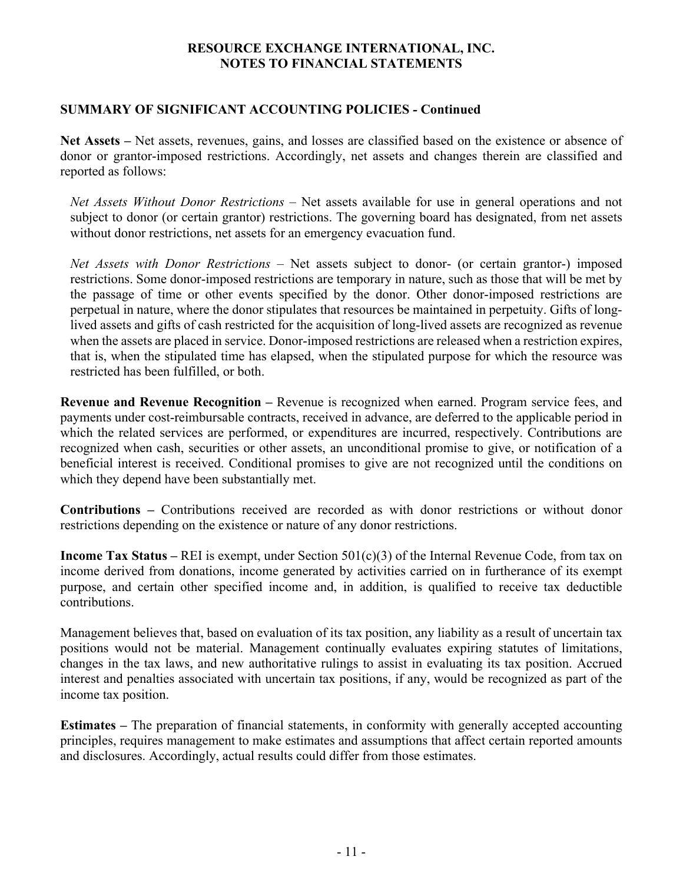## SUMMARY OF SIGNIFICANT ACCOUNTING POLICIES - Continued

**Net Assets –** Net assets, revenues, gains, and losses are classified based on the existence or absence of donor or grantor-imposed restrictions. Accordingly, net assets and changes therein are classified and reported as follows:

*Net Assets Without Donor Restrictions* – Net assets available for use in general operations and not subject to donor (or certain grantor) restrictions. The governing board has designated, from net assets without donor restrictions, net assets for an emergency evacuation fund.

*Net Assets with Donor Restrictions* – Net assets subject to donor- (or certain grantor-) imposed restrictions. Some donor-imposed restrictions are temporary in nature, such as those that will be met by the passage of time or other events specified by the donor. Other donor-imposed restrictions are perpetual in nature, where the donor stipulates that resources be maintained in perpetuity. Gifts of long-lived assets and gifts of cash restricted for the acquisition of long-lived assets are recognized as revenue when the assets are placed in service. Donor-imposed restrictions are released when a restriction expires, that is, when the stipulated time has elapsed, when the stipulated purpose for which the resource was restricted has been fulfilled, or both.

**Revenue and Revenue Recognition –** Revenue is recognized when earned. Program service fees, and payments under cost-reimbursable contracts, received in advance, are deferred to the applicable period in which the related services are performed, or expenditures are incurred, respectively. Contributions are recognized when cash, securities or other assets, an unconditional promise to give, or notification of a beneficial interest is received. Conditional promises to give are not recognized until the conditions on which they depend have been substantially met.

**Contributions –** Contributions received are recorded as with donor restrictions or without donor restrictions depending on the existence or nature of any donor restrictions.

**Income Tax Status –** REI is exempt, under Section 501(c)(3) of the Internal Revenue Code, from tax on income derived from donations, income generated by activities carried on in furtherance of its exempt purpose, and certain other specified income and, in addition, is qualified to receive tax deductible contributions.

Management believes that, based on evaluation of its tax position, any liability as a result of uncertain tax positions would not be material. Management continually evaluates expiring statutes of limitations, changes in the tax laws, and new authoritative rulings to assist in evaluating its tax position. Accrued interest and penalties associated with uncertain tax positions, if any, would be recognized as part of the income tax position.

**Estimates –** The preparation of financial statements, in conformity with generally accepted accounting principles, requires management to make estimates and assumptions that affect certain reported amounts and disclosures. Accordingly, actual results could differ from those estimates.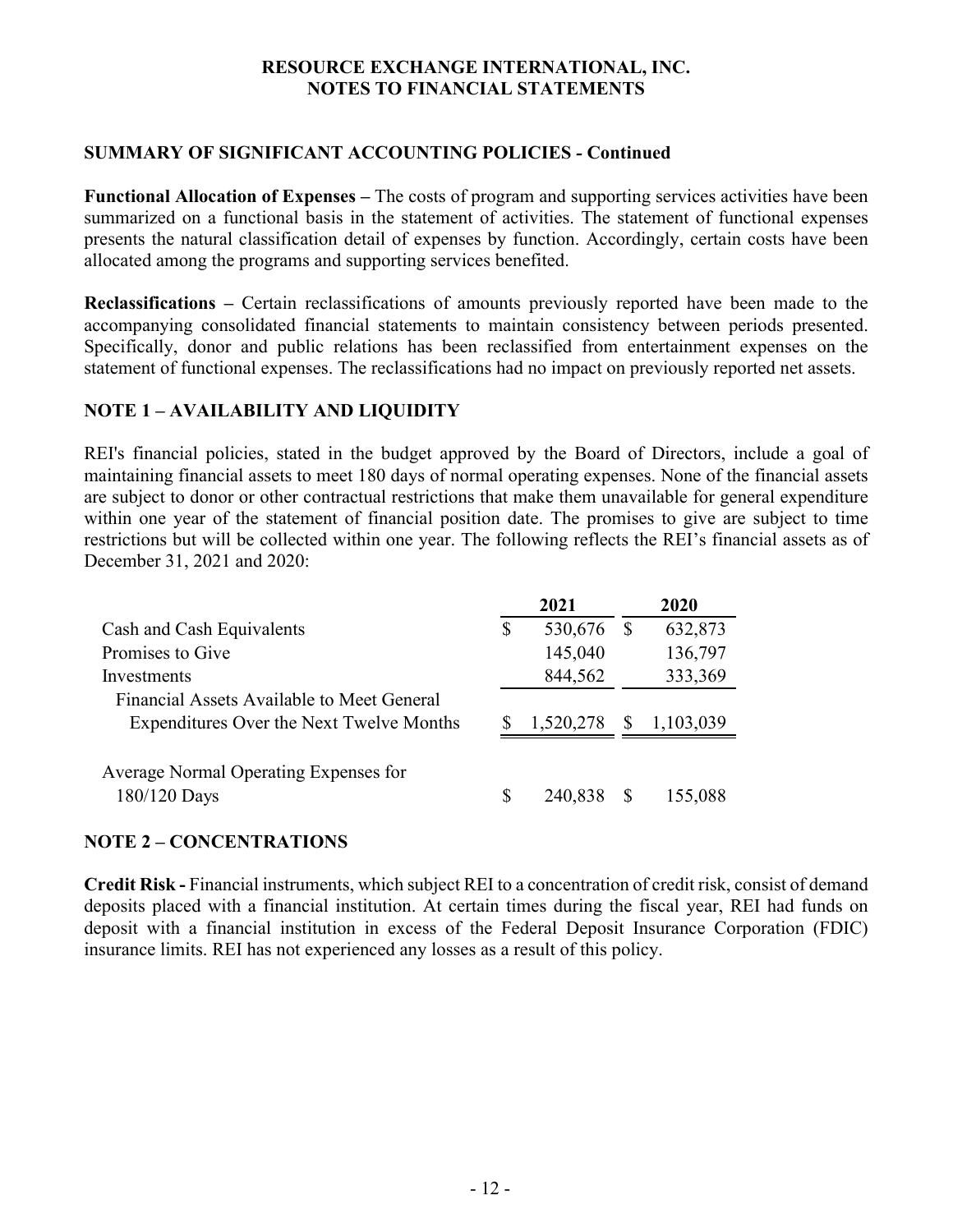# RESOURCE EXCHANGE INTERNATIONAL, INC.
# NOTES TO FINANCIAL STATEMENTS

## SUMMARY OF SIGNIFICANT ACCOUNTING POLICIES - Continued

**Functional Allocation of Expenses –** The costs of program and supporting services activities have been summarized on a functional basis in the statement of activities. The statement of functional expenses presents the natural classification detail of expenses by function. Accordingly, certain costs have been allocated among the programs and supporting services benefited.

**Reclassifications –** Certain reclassifications of amounts previously reported have been made to the accompanying consolidated financial statements to maintain consistency between periods presented. Specifically, donor and public relations has been reclassified from entertainment expenses on the statement of functional expenses. The reclassifications had no impact on previously reported net assets.

## NOTE 1 – AVAILABILITY AND LIQUIDITY

REI's financial policies, stated in the budget approved by the Board of Directors, include a goal of maintaining financial assets to meet 180 days of normal operating expenses. None of the financial assets are subject to donor or other contractual restrictions that make them unavailable for general expenditure within one year of the statement of financial position date. The promises to give are subject to time restrictions but will be collected within one year. The following reflects the REI's financial assets as of December 31, 2021 and 2020:

| | 2021 | 2020 |
|---|---|---|
| Cash and Cash Equivalents | $ 530,676 | $ 632,873 |
| Promises to Give | 145,040 | 136,797 |
| Investments | 844,562 | 333,369 |
| Financial Assets Available to Meet General Expenditures Over the Next Twelve Months | $ 1,520,278 | $ 1,103,039 |
| Average Normal Operating Expenses for 180/120 Days | $ 240,838 | $ 155,088 |

## NOTE 2 – CONCENTRATIONS

**Credit Risk -** Financial instruments, which subject REI to a concentration of credit risk, consist of demand deposits placed with a financial institution. At certain times during the fiscal year, REI had funds on deposit with a financial institution in excess of the Federal Deposit Insurance Corporation (FDIC) insurance limits. REI has not experienced any losses as a result of this policy.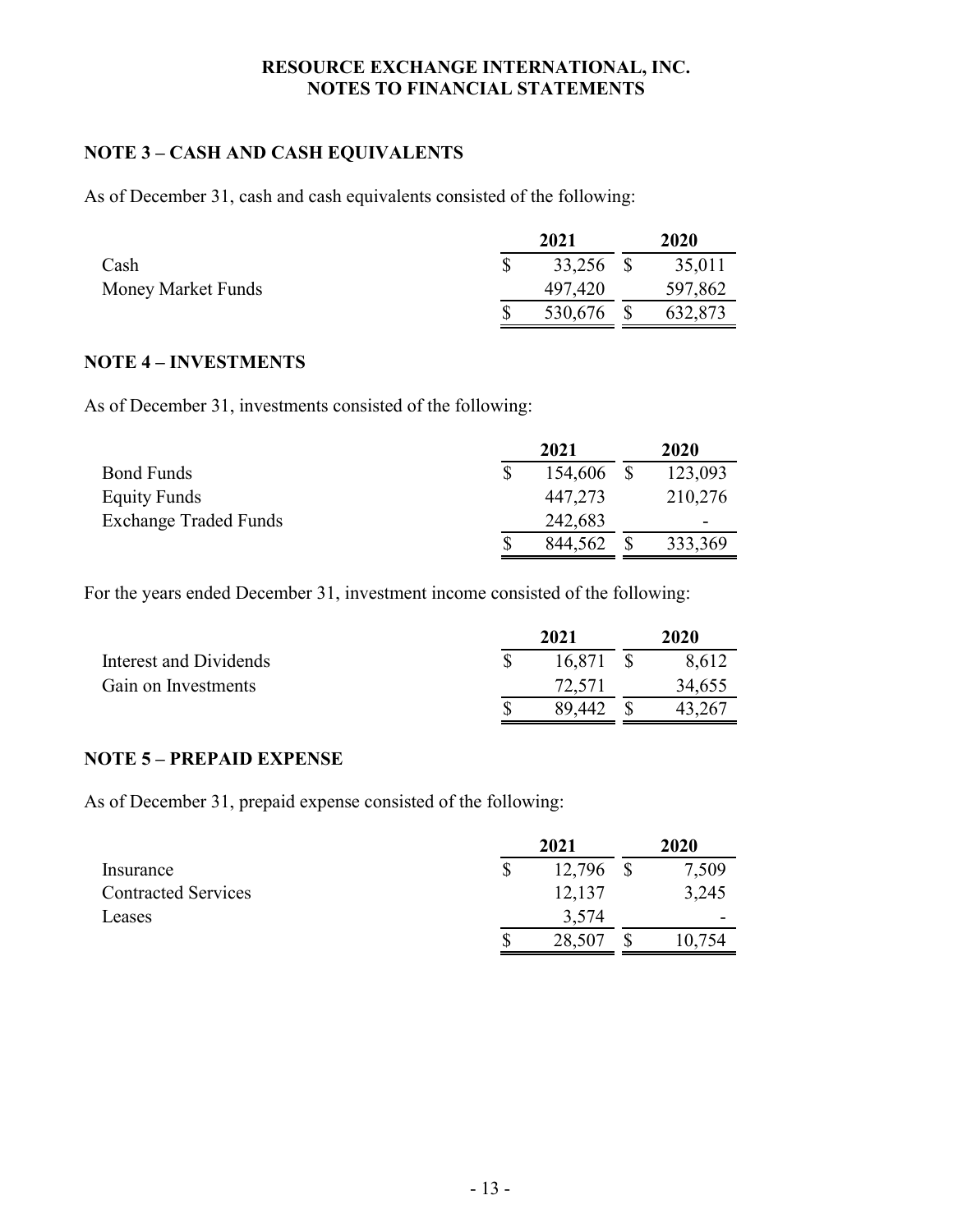**RESOURCE EXCHANGE INTERNATIONAL, INC.**
**NOTES TO FINANCIAL STATEMENTS**

## NOTE 3 – CASH AND CASH EQUIVALENTS

As of December 31, cash and cash equivalents consisted of the following:

| | 2021 | 2020 |
|---|---|---|
| Cash | $ 33,256 | $ 35,011 |
| Money Market Funds | 497,420 | 597,862 |
| | $ 530,676 | $ 632,873 |

## NOTE 4 – INVESTMENTS

As of December 31, investments consisted of the following:

| | 2021 | 2020 |
|---|---|---|
| Bond Funds | $ 154,606 | $ 123,093 |
| Equity Funds | 447,273 | 210,276 |
| Exchange Traded Funds | 242,683 | - |
| | $ 844,562 | $ 333,369 |

For the years ended December 31, investment income consisted of the following:

| | 2021 | 2020 |
|---|---|---|
| Interest and Dividends | $ 16,871 | $ 8,612 |
| Gain on Investments | 72,571 | 34,655 |
| | $ 89,442 | $ 43,267 |

## NOTE 5 – PREPAID EXPENSE

As of December 31, prepaid expense consisted of the following:

| | 2021 | 2020 |
|---|---|---|
| Insurance | $ 12,796 | $ 7,509 |
| Contracted Services | 12,137 | 3,245 |
| Leases | 3,574 | - |
| | $ 28,507 | $ 10,754 |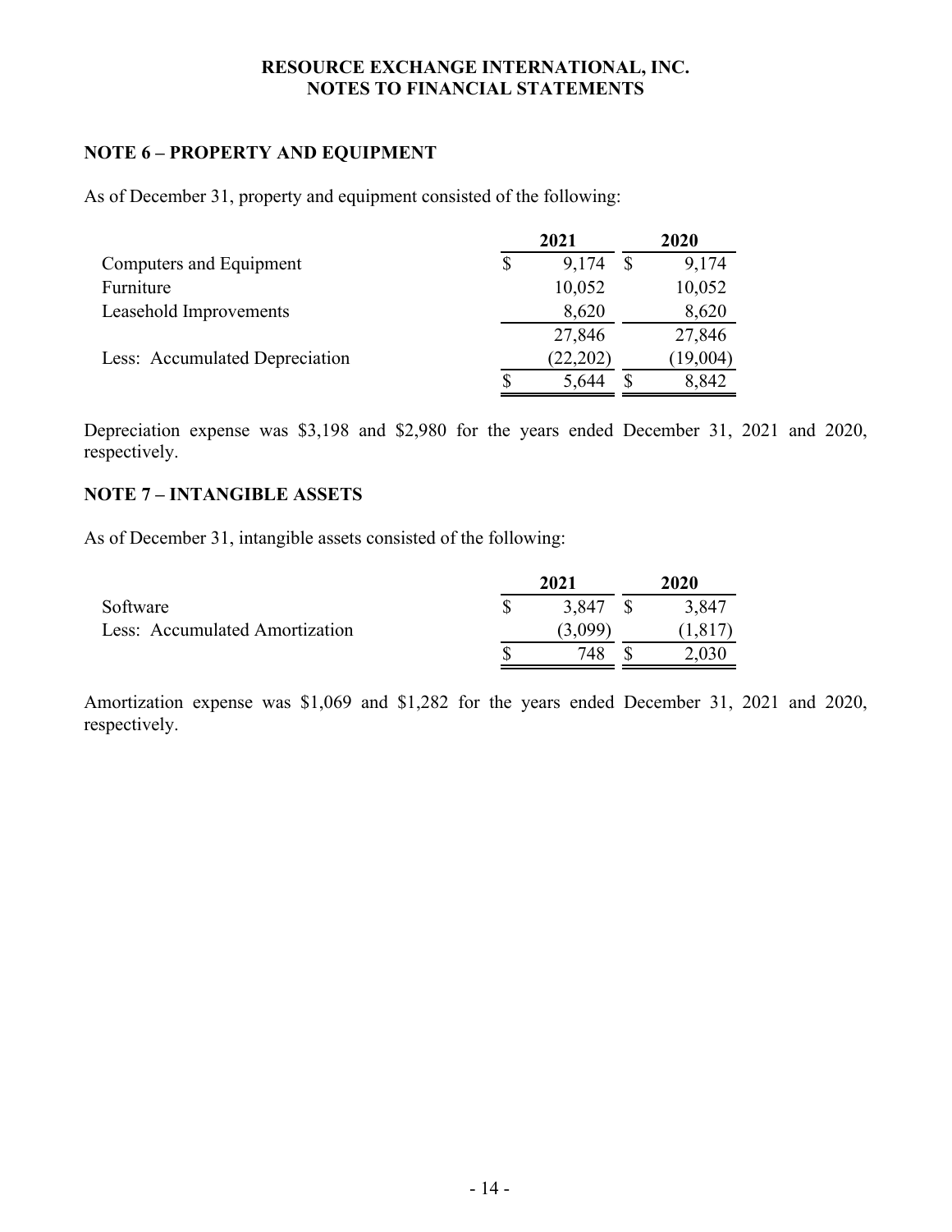**RESOURCE EXCHANGE INTERNATIONAL, INC.**
**NOTES TO FINANCIAL STATEMENTS**

## NOTE 6 – PROPERTY AND EQUIPMENT

As of December 31, property and equipment consisted of the following:

| | 2021 | 2020 |
|---|---|---|
| Computers and Equipment | $ 9,174 | $ 9,174 |
| Furniture | 10,052 | 10,052 |
| Leasehold Improvements | 8,620 | 8,620 |
| | 27,846 | 27,846 |
| Less: Accumulated Depreciation | (22,202) | (19,004) |
| | $ 5,644 | $ 8,842 |

Depreciation expense was $3,198 and $2,980 for the years ended December 31, 2021 and 2020, respectively.

## NOTE 7 – INTANGIBLE ASSETS

As of December 31, intangible assets consisted of the following:

| | 2021 | 2020 |
|---|---|---|
| Software | $ 3,847 | $ 3,847 |
| Less: Accumulated Amortization | (3,099) | (1,817) |
| | $ 748 | $ 2,030 |

Amortization expense was $1,069 and $1,282 for the years ended December 31, 2021 and 2020, respectively.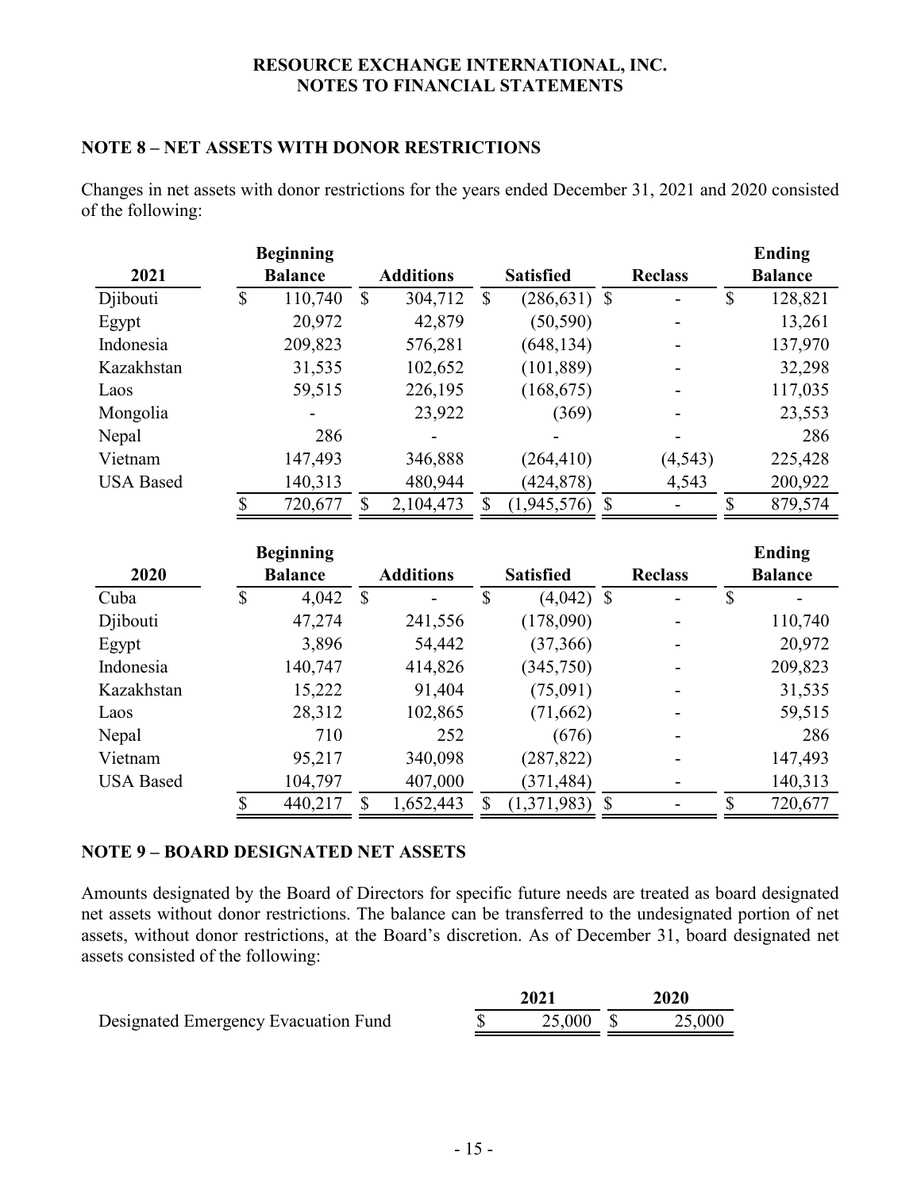**RESOURCE EXCHANGE INTERNATIONAL, INC.**
**NOTES TO FINANCIAL STATEMENTS**

## NOTE 8 – NET ASSETS WITH DONOR RESTRICTIONS

Changes in net assets with donor restrictions for the years ended December 31, 2021 and 2020 consisted of the following:

| 2021 | Beginning Balance | Additions | Satisfied | Reclass | Ending Balance |
|---|---|---|---|---|---|
| Djibouti | $ 110,740 | $ 304,712 | $ (286,631) | $ - | $ 128,821 |
| Egypt | 20,972 | 42,879 | (50,590) | - | 13,261 |
| Indonesia | 209,823 | 576,281 | (648,134) | - | 137,970 |
| Kazakhstan | 31,535 | 102,652 | (101,889) | - | 32,298 |
| Laos | 59,515 | 226,195 | (168,675) | - | 117,035 |
| Mongolia | - | 23,922 | (369) | - | 23,553 |
| Nepal | 286 | - | - | - | 286 |
| Vietnam | 147,493 | 346,888 | (264,410) | (4,543) | 225,428 |
| USA Based | 140,313 | 480,944 | (424,878) | 4,543 | 200,922 |
| | $ 720,677 | $ 2,104,473 | $ (1,945,576) | $ - | $ 879,574 |

| 2020 | Beginning Balance | Additions | Satisfied | Reclass | Ending Balance |
|---|---|---|---|---|---|
| Cuba | $ 4,042 | $ - | $ (4,042) | $ - | $ - |
| Djibouti | 47,274 | 241,556 | (178,090) | - | 110,740 |
| Egypt | 3,896 | 54,442 | (37,366) | - | 20,972 |
| Indonesia | 140,747 | 414,826 | (345,750) | - | 209,823 |
| Kazakhstan | 15,222 | 91,404 | (75,091) | - | 31,535 |
| Laos | 28,312 | 102,865 | (71,662) | - | 59,515 |
| Nepal | 710 | 252 | (676) | - | 286 |
| Vietnam | 95,217 | 340,098 | (287,822) | - | 147,493 |
| USA Based | 104,797 | 407,000 | (371,484) | - | 140,313 |
| | $ 440,217 | $ 1,652,443 | $ (1,371,983) | $ - | $ 720,677 |

## NOTE 9 – BOARD DESIGNATED NET ASSETS

Amounts designated by the Board of Directors for specific future needs are treated as board designated net assets without donor restrictions. The balance can be transferred to the undesignated portion of net assets, without donor restrictions, at the Board's discretion. As of December 31, board designated net assets consisted of the following:

| | 2021 | 2020 |
|---|---|---|
| Designated Emergency Evacuation Fund | $ 25,000 | $ 25,000 |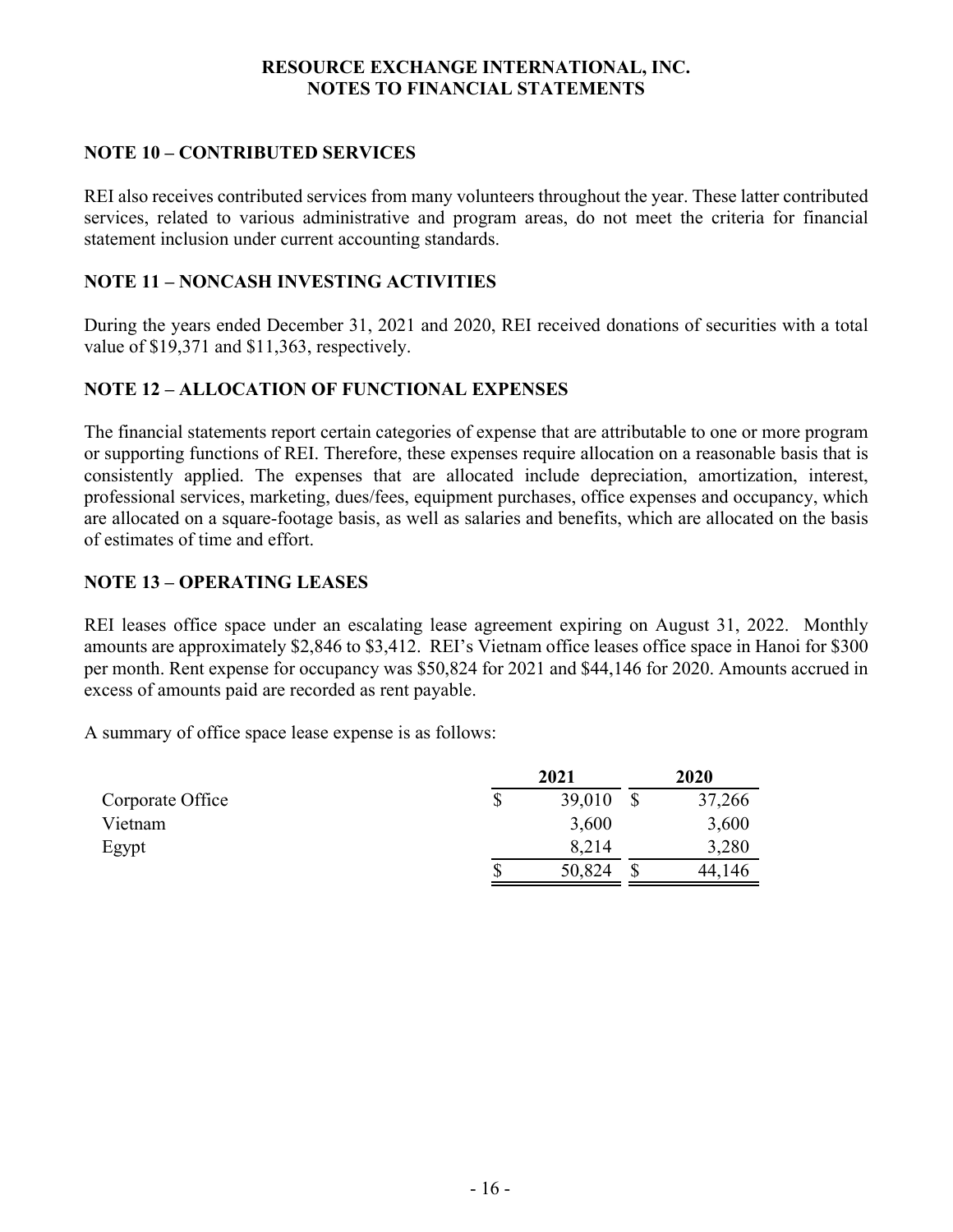**RESOURCE EXCHANGE INTERNATIONAL, INC.**
**NOTES TO FINANCIAL STATEMENTS**

## NOTE 10 – CONTRIBUTED SERVICES

REI also receives contributed services from many volunteers throughout the year. These latter contributed services, related to various administrative and program areas, do not meet the criteria for financial statement inclusion under current accounting standards.

## NOTE 11 – NONCASH INVESTING ACTIVITIES

During the years ended December 31, 2021 and 2020, REI received donations of securities with a total value of $19,371 and $11,363, respectively.

## NOTE 12 – ALLOCATION OF FUNCTIONAL EXPENSES

The financial statements report certain categories of expense that are attributable to one or more program or supporting functions of REI. Therefore, these expenses require allocation on a reasonable basis that is consistently applied. The expenses that are allocated include depreciation, amortization, interest, professional services, marketing, dues/fees, equipment purchases, office expenses and occupancy, which are allocated on a square-footage basis, as well as salaries and benefits, which are allocated on the basis of estimates of time and effort.

## NOTE 13 – OPERATING LEASES

REI leases office space under an escalating lease agreement expiring on August 31, 2022. Monthly amounts are approximately $2,846 to $3,412. REI's Vietnam office leases office space in Hanoi for $300 per month. Rent expense for occupancy was $50,824 for 2021 and $44,146 for 2020. Amounts accrued in excess of amounts paid are recorded as rent payable.

A summary of office space lease expense is as follows:

| | 2021 | 2020 |
|---|---|---|
| Corporate Office | $ 39,010 | $ 37,266 |
| Vietnam | 3,600 | 3,600 |
| Egypt | 8,214 | 3,280 |
| | $ 50,824 | $ 44,146 |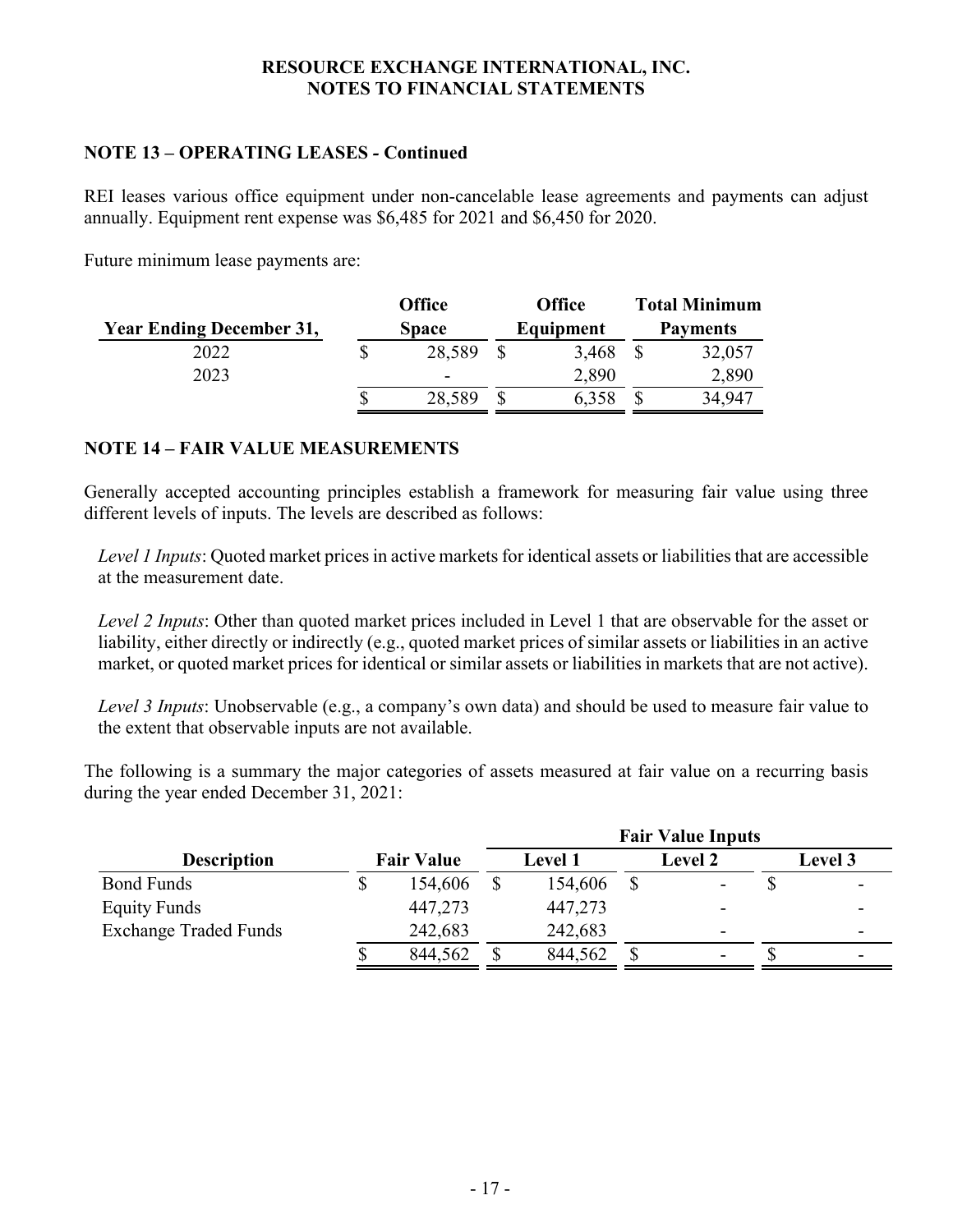# RESOURCE EXCHANGE INTERNATIONAL, INC.
## NOTES TO FINANCIAL STATEMENTS

### NOTE 13 – OPERATING LEASES - Continued

REI leases various office equipment under non-cancelable lease agreements and payments can adjust annually. Equipment rent expense was $6,485 for 2021 and $6,450 for 2020.

Future minimum lease payments are:

| Year Ending December 31, | Office Space | Office Equipment | Total Minimum Payments |
|---|---|---|---|
| 2022 | $ 28,589 | $ 3,468 | $ 32,057 |
| 2023 | - | 2,890 | 2,890 |
| | $ 28,589 | $ 6,358 | $ 34,947 |

### NOTE 14 – FAIR VALUE MEASUREMENTS

Generally accepted accounting principles establish a framework for measuring fair value using three different levels of inputs. The levels are described as follows:

*Level 1 Inputs*: Quoted market prices in active markets for identical assets or liabilities that are accessible at the measurement date.

*Level 2 Inputs*: Other than quoted market prices included in Level 1 that are observable for the asset or liability, either directly or indirectly (e.g., quoted market prices of similar assets or liabilities in an active market, or quoted market prices for identical or similar assets or liabilities in markets that are not active).

*Level 3 Inputs*: Unobservable (e.g., a company's own data) and should be used to measure fair value to the extent that observable inputs are not available.

The following is a summary the major categories of assets measured at fair value on a recurring basis during the year ended December 31, 2021:

| | | Fair Value Inputs | | |
|---|---|---|---|---|
| Description | Fair Value | Level 1 | Level 2 | Level 3 |
| Bond Funds | $ 154,606 | $ 154,606 | $ - | $ - |
| Equity Funds | 447,273 | 447,273 | - | - |
| Exchange Traded Funds | 242,683 | 242,683 | - | - |
| | $ 844,562 | $ 844,562 | $ - | $ - |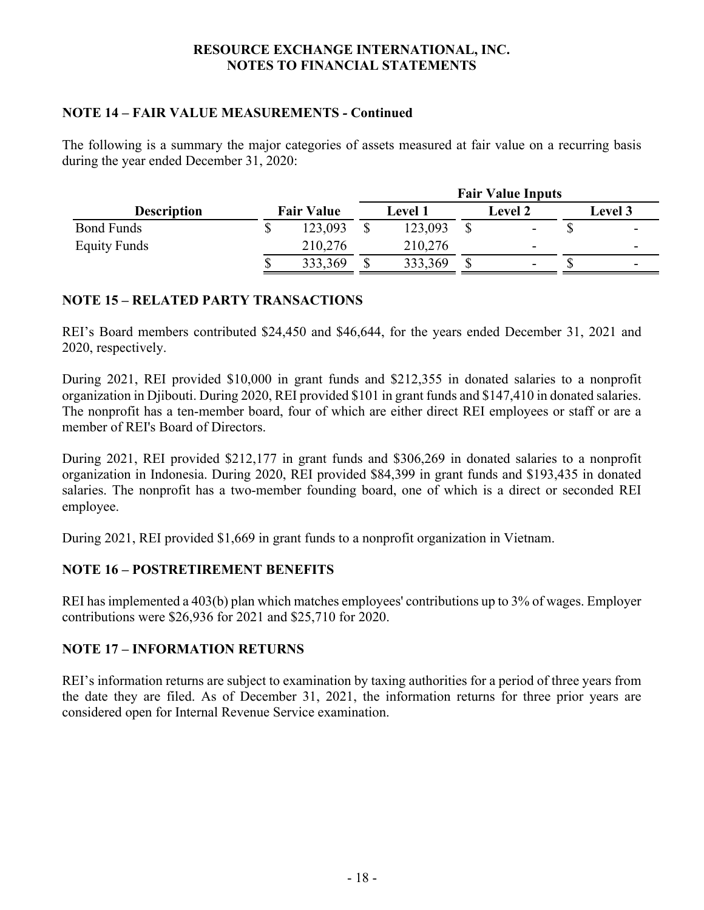**RESOURCE EXCHANGE INTERNATIONAL, INC.**
**NOTES TO FINANCIAL STATEMENTS**

## NOTE 14 – FAIR VALUE MEASUREMENTS - Continued

The following is a summary the major categories of assets measured at fair value on a recurring basis during the year ended December 31, 2020:

| | | Fair Value Inputs | | |
|---|---|---|---|---|
| **Description** | **Fair Value** | **Level 1** | **Level 2** | **Level 3** |
| Bond Funds | $ 123,093 | $ 123,093 | $ - | $ - |
| Equity Funds | 210,276 | 210,276 | - | - |
| | $ 333,369 | $ 333,369 | $ - | $ - |

## NOTE 15 – RELATED PARTY TRANSACTIONS

REI's Board members contributed $24,450 and $46,644, for the years ended December 31, 2021 and 2020, respectively.

During 2021, REI provided $10,000 in grant funds and $212,355 in donated salaries to a nonprofit organization in Djibouti. During 2020, REI provided $101 in grant funds and $147,410 in donated salaries. The nonprofit has a ten-member board, four of which are either direct REI employees or staff or are a member of REI's Board of Directors.

During 2021, REI provided $212,177 in grant funds and $306,269 in donated salaries to a nonprofit organization in Indonesia. During 2020, REI provided $84,399 in grant funds and $193,435 in donated salaries. The nonprofit has a two-member founding board, one of which is a direct or seconded REI employee.

During 2021, REI provided $1,669 in grant funds to a nonprofit organization in Vietnam.

## NOTE 16 – POSTRETIREMENT BENEFITS

REI has implemented a 403(b) plan which matches employees' contributions up to 3% of wages. Employer contributions were $26,936 for 2021 and $25,710 for 2020.

## NOTE 17 – INFORMATION RETURNS

REI's information returns are subject to examination by taxing authorities for a period of three years from the date they are filed. As of December 31, 2021, the information returns for three prior years are considered open for Internal Revenue Service examination.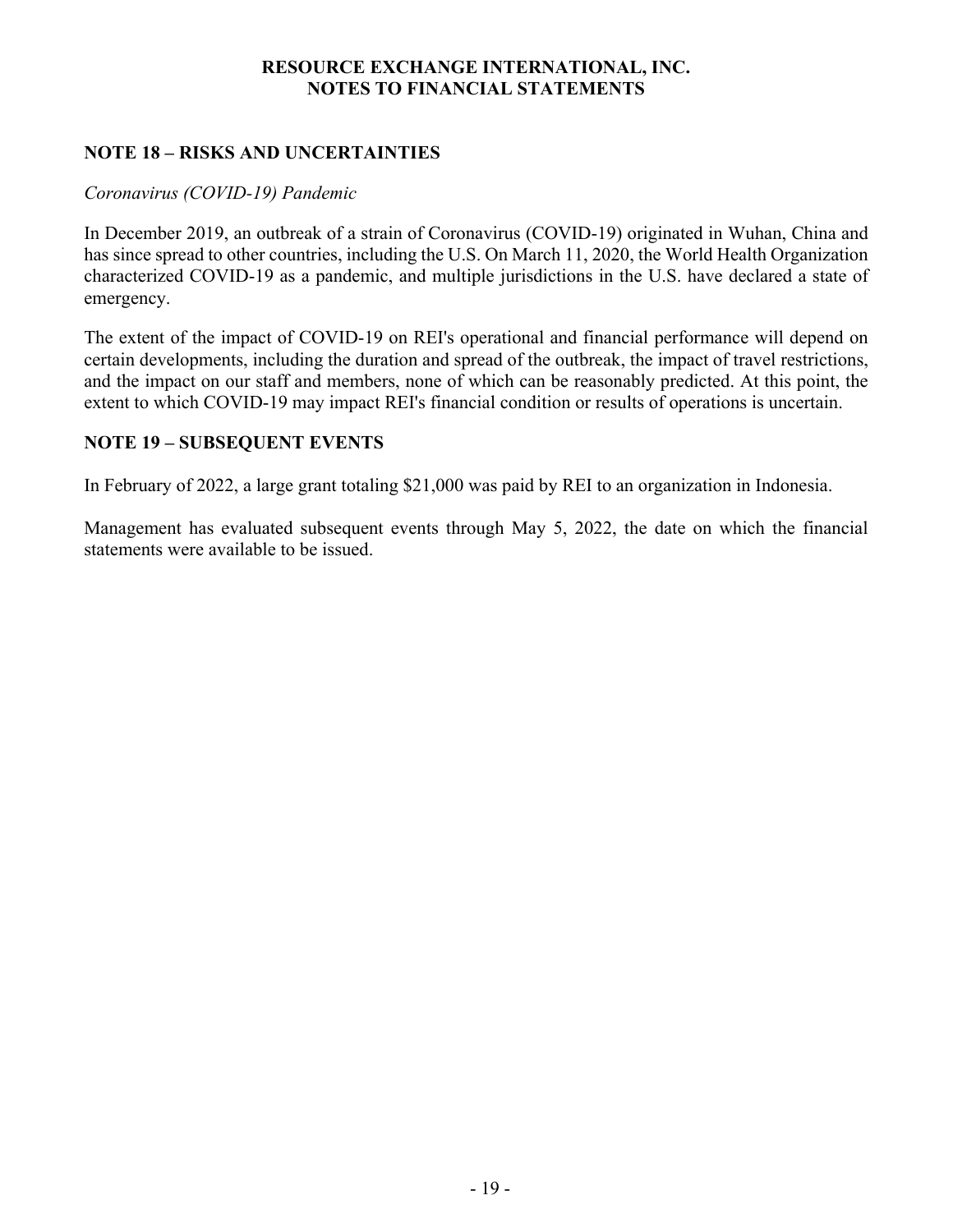## NOTE 18 – RISKS AND UNCERTAINTIES

*Coronavirus (COVID-19) Pandemic*

In December 2019, an outbreak of a strain of Coronavirus (COVID-19) originated in Wuhan, China and has since spread to other countries, including the U.S. On March 11, 2020, the World Health Organization characterized COVID-19 as a pandemic, and multiple jurisdictions in the U.S. have declared a state of emergency.

The extent of the impact of COVID-19 on REI's operational and financial performance will depend on certain developments, including the duration and spread of the outbreak, the impact of travel restrictions, and the impact on our staff and members, none of which can be reasonably predicted. At this point, the extent to which COVID-19 may impact REI's financial condition or results of operations is uncertain.

## NOTE 19 – SUBSEQUENT EVENTS

In February of 2022, a large grant totaling $21,000 was paid by REI to an organization in Indonesia.

Management has evaluated subsequent events through May 5, 2022, the date on which the financial statements were available to be issued.